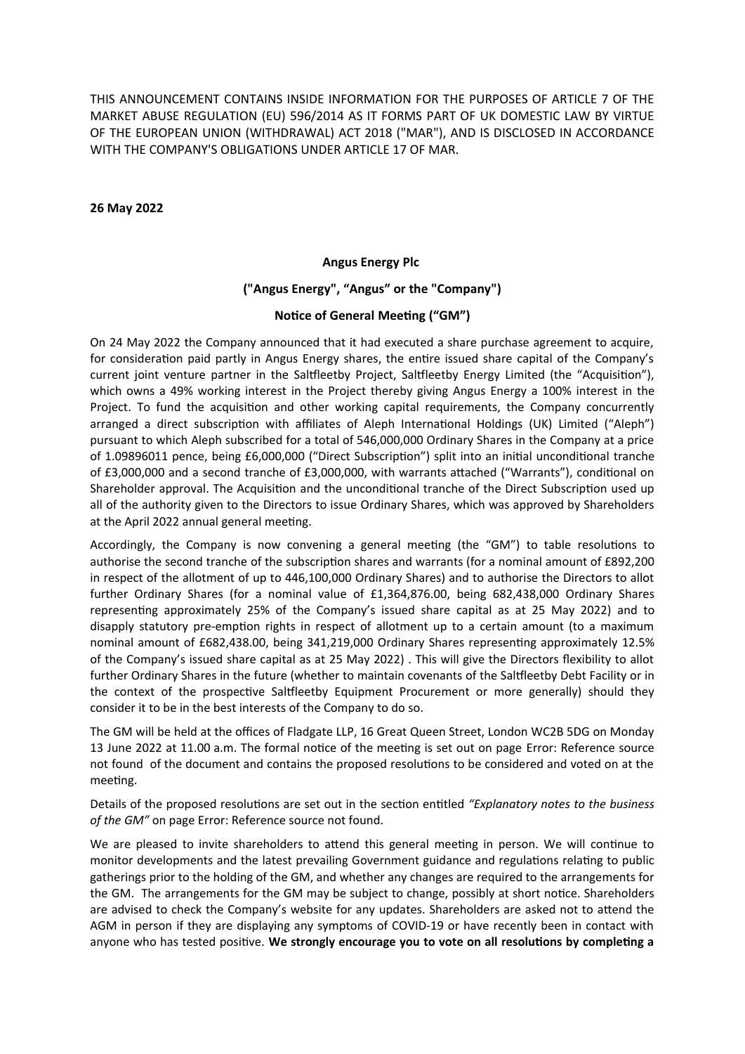THIS ANNOUNCEMENT CONTAINS INSIDE INFORMATION FOR THE PURPOSES OF ARTICLE 7 OF THE MARKET ABUSE REGULATION (EU) 596/2014 AS IT FORMS PART OF UK DOMESTIC LAW BY VIRTUE OF THE EUROPEAN UNION (WITHDRAWAL) ACT 2018 ("MAR"), AND IS DISCLOSED IN ACCORDANCE WITH THE COMPANY'S OBLIGATIONS UNDER ARTICLE 17 OF MAR.

**26 May 2022**

**Angus Energy Plc**

**("Angus Energy", "Angus" or the "Company")**

**Notice of General Meeting ("GM")**

On 24 May 2022 the Company announced that it had executed a share purchase agreement to acquire, for consideration paid partly in Angus Energy shares, the entire issued share capital of the Company's current joint venture partner in the Saltfleetby Project, Saltfleetby Energy Limited (the "Acquisition"), which owns a 49% working interest in the Project thereby giving Angus Energy a 100% interest in the Project. To fund the acquisition and other working capital requirements, the Company concurrently arranged a direct subscription with affiliates of Aleph International Holdings (UK) Limited ("Aleph") pursuant to which Aleph subscribed for a total of 546,000,000 Ordinary Shares in the Company at a price of 1.09896011 pence, being £6,000,000 ("Direct Subscription") split into an initial unconditional tranche of £3,000,000 and a second tranche of £3,000,000, with warrants attached ("Warrants"), conditional on Shareholder approval. The Acquisition and the unconditional tranche of the Direct Subscription used up all of the authority given to the Directors to issue Ordinary Shares, which was approved by Shareholders at the April 2022 annual general meeting.

Accordingly, the Company is now convening a general meeting (the "GM") to table resolutions to authorise the second tranche of the subscription shares and warrants (for a nominal amount of £892,200 in respect of the allotment of up to 446,100,000 Ordinary Shares) and to authorise the Directors to allot further Ordinary Shares (for a nominal value of £1,364,876.00, being 682,438,000 Ordinary Shares representing approximately 25% of the Company's issued share capital as at 25 May 2022) and to disapply statutory pre-emption rights in respect of allotment up to a certain amount (to a maximum nominal amount of £682,438.00, being 341,219,000 Ordinary Shares representing approximately 12.5% of the Company's issued share capital as at 25 May 2022) . This will give the Directors flexibility to allot further Ordinary Shares in the future (whether to maintain covenants of the Saltfleetby Debt Facility or in the context of the prospective Saltfleetby Equipment Procurement or more generally) should they consider it to be in the best interests of the Company to do so.

The GM will be held at the offices of Fladgate LLP, 16 Great Queen Street, London WC2B 5DG on Monday 13 June 2022 at 11.00 a.m. The formal notice of the meeting is set out on page Error: Reference source not found of the document and contains the proposed resolutions to be considered and voted on at the meeting.

Details of the proposed resolutions are set out in the section entitled *"Explanatory notes to the business of the GM"* on page Error: Reference source not found.

We are pleased to invite shareholders to attend this general meeting in person. We will continue to monitor developments and the latest prevailing Government guidance and regulations relating to public gatherings prior to the holding of the GM, and whether any changes are required to the arrangements for the GM. The arrangements for the GM may be subject to change, possibly at short notice. Shareholders are advised to check the Company's website for any updates. Shareholders are asked not to attend the AGM in person if they are displaying any symptoms of COVID-19 or have recently been in contact with anyone who has tested positive. **We strongly encourage you to vote on all resolutions by completing a**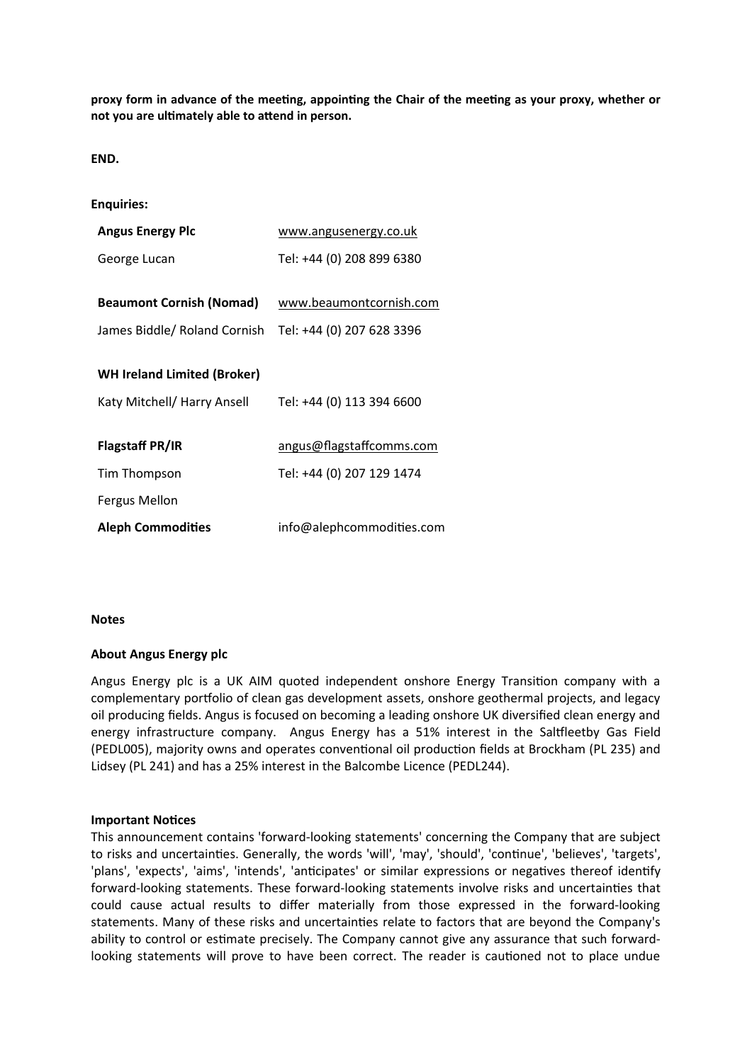**proxy form in advance of the meeting, appointing the Chair of the meeting as your proxy, whether or not you are ultimately able to attend in person.**

**END.**

**Enquiries:**

| | |
|---|---|
| **Angus Energy Plc** | www.angusenergy.co.uk |
| George Lucan | Tel: +44 (0) 208 899 6380 |
| | |
| **Beaumont Cornish (Nomad)** | www.beaumontcornish.com |
| James Biddle/ Roland Cornish | Tel: +44 (0) 207 628 3396 |
| | |
| **WH Ireland Limited (Broker)** | |
| Katy Mitchell/ Harry Ansell | Tel: +44 (0) 113 394 6600 |
| | |
| **Flagstaff PR/IR** | angus@flagstaffcomms.com |
| Tim Thompson | Tel: +44 (0) 207 129 1474 |
| Fergus Mellon | |
| **Aleph Commodities** | info@alephcommodities.com |

**Notes**

**About Angus Energy plc**

Angus Energy plc is a UK AIM quoted independent onshore Energy Transition company with a complementary portfolio of clean gas development assets, onshore geothermal projects, and legacy oil producing fields. Angus is focused on becoming a leading onshore UK diversified clean energy and energy infrastructure company. Angus Energy has a 51% interest in the Saltfleetby Gas Field (PEDL005), majority owns and operates conventional oil production fields at Brockham (PL 235) and Lidsey (PL 241) and has a 25% interest in the Balcombe Licence (PEDL244).

**Important Notices**

This announcement contains 'forward-looking statements' concerning the Company that are subject to risks and uncertainties. Generally, the words 'will', 'may', 'should', 'continue', 'believes', 'targets', 'plans', 'expects', 'aims', 'intends', 'anticipates' or similar expressions or negatives thereof identify forward-looking statements. These forward-looking statements involve risks and uncertainties that could cause actual results to differ materially from those expressed in the forward-looking statements. Many of these risks and uncertainties relate to factors that are beyond the Company's ability to control or estimate precisely. The Company cannot give any assurance that such forward-looking statements will prove to have been correct. The reader is cautioned not to place undue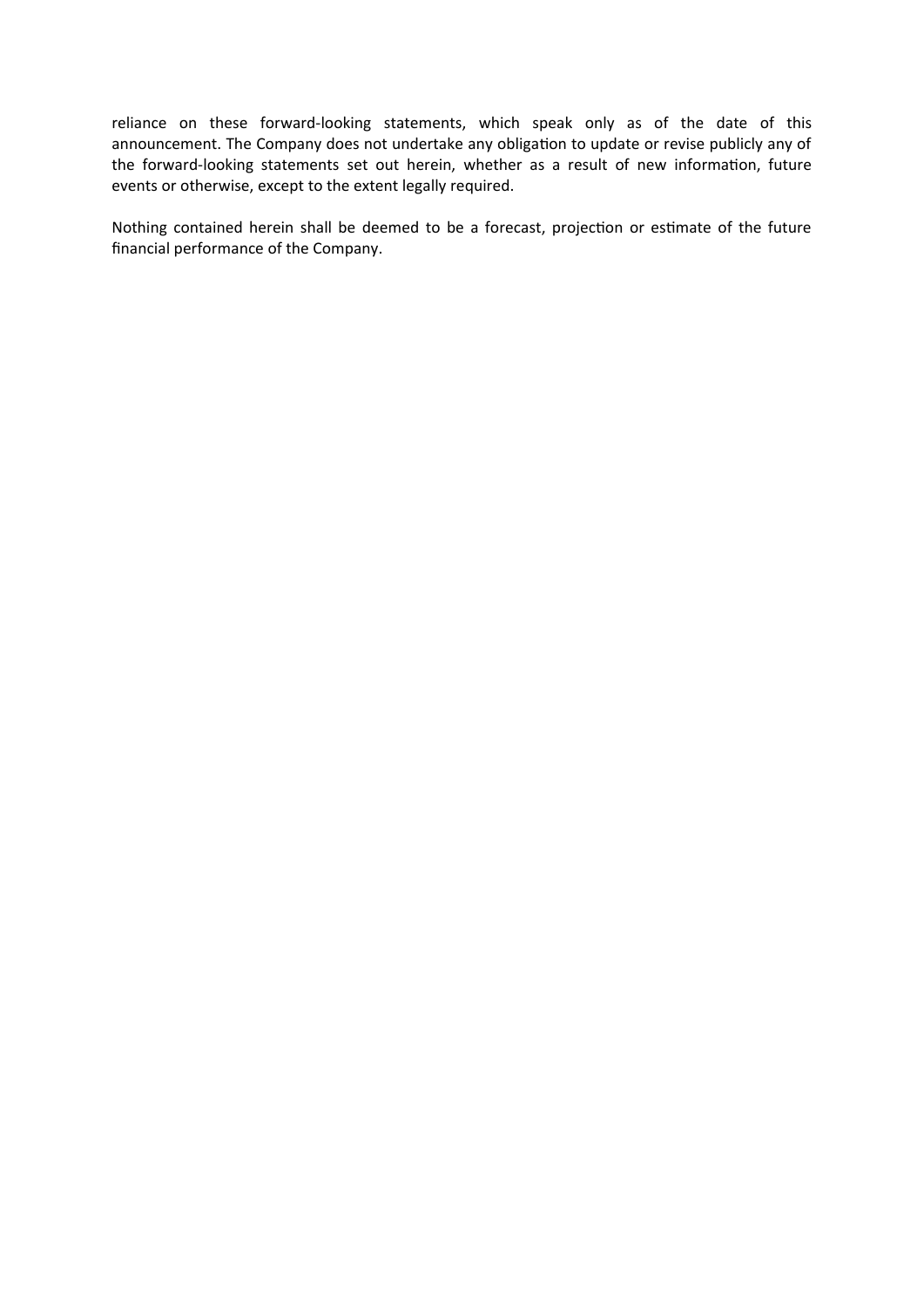reliance on these forward-looking statements, which speak only as of the date of this announcement. The Company does not undertake any obligation to update or revise publicly any of the forward-looking statements set out herein, whether as a result of new information, future events or otherwise, except to the extent legally required.

Nothing contained herein shall be deemed to be a forecast, projection or estimate of the future financial performance of the Company.